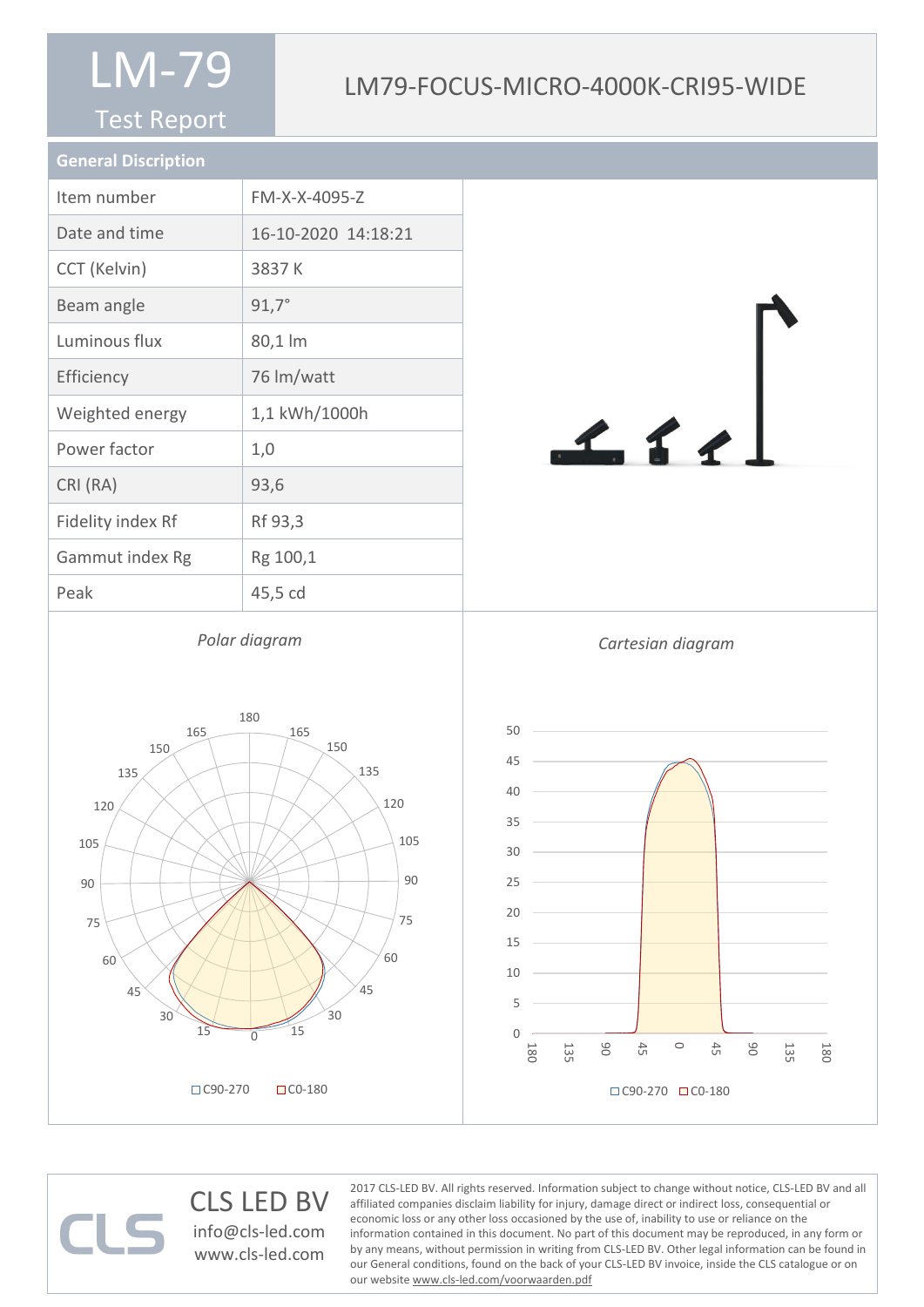# LM-79

Test Report

## LM79-FOCUS-MICRO-4000K-CRI95-WIDE

### General Discription

| | |
|---|---|
| Item number | FM-X-X-4095-Z |
| Date and time | 16-10-2020 14:18:21 |
| CCT (Kelvin) | 3837 K |
| Beam angle | 91,7° |
| Luminous flux | 80,1 lm |
| Efficiency | 76 lm/watt |
| Weighted energy | 1,1 kWh/1000h |
| Power factor | 1,0 |
| CRI (RA) | 93,6 |
| Fidelity index Rf | Rf 93,3 |
| Gammut index Rg | Rg 100,1 |
| Peak | 45,5 cd |

*Polar diagram*

C90-270 C0-180

*Cartesian diagram*

C90-270 C0-180

CLS LED BV
info@cls-led.com
www.cls-led.com

2017 CLS-LED BV. All rights reserved. Information subject to change without notice, CLS-LED BV and all affiliated companies disclaim liability for injury, damage direct or indirect loss, consequential or economic loss or any other loss occasioned by the use of, inability to use or reliance on the information contained in this document. No part of this document may be reproduced, in any form or by any means, without permission in writing from CLS-LED BV. Other legal information can be found in our General conditions, found on the back of your CLS-LED BV invoice, inside the CLS catalogue or on our website www.cls-led.com/voorwaarden.pdf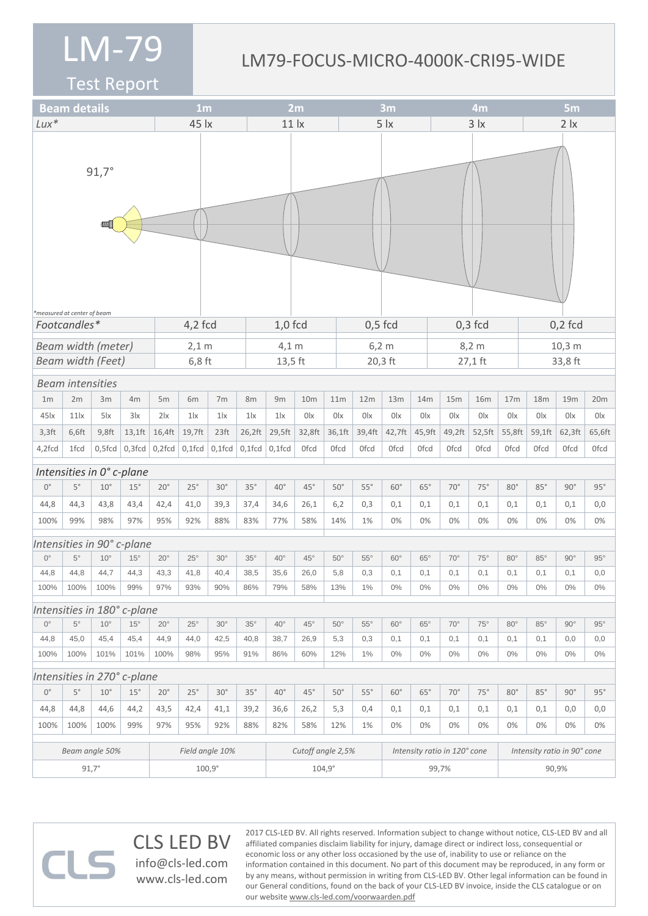# LM-79

## Test Report

## LM79-FOCUS-MICRO-4000K-CRI95-WIDE

| Beam details | 1m | 2m | 3m | 4m | 5m |
|---|---|---|---|---|---|
| *Lux** | 45 lx | 11 lx | 5 lx | 3 lx | 2 lx |

91,7°

*measured at center of beam

| | 1m | 2m | 3m | 4m | 5m |
|---|---|---|---|---|---|
| *Footcandles** | 4,2 fcd | 1,0 fcd | 0,5 fcd | 0,3 fcd | 0,2 fcd |
| *Beam width (meter)* | 2,1 m | 4,1 m | 6,2 m | 8,2 m | 10,3 m |
| *Beam width (Feet)* | 6,8 ft | 13,5 ft | 20,3 ft | 27,1 ft | 33,8 ft |

*Beam intensities*

| 1m | 2m | 3m | 4m | 5m | 6m | 7m | 8m | 9m | 10m | 11m | 12m | 13m | 14m | 15m | 16m | 17m | 18m | 19m | 20m |
|---|---|---|---|---|---|---|---|---|---|---|---|---|---|---|---|---|---|---|---|
| 45lx | 11lx | 5lx | 3lx | 2lx | 1lx | 1lx | 1lx | 1lx | 0lx | 0lx | 0lx | 0lx | 0lx | 0lx | 0lx | 0lx | 0lx | 0lx | 0lx |
| 3,3ft | 6,6ft | 9,8ft | 13,1ft | 16,4ft | 19,7ft | 23ft | 26,2ft | 29,5ft | 32,8ft | 36,1ft | 39,4ft | 42,7ft | 45,9ft | 49,2ft | 52,5ft | 55,8ft | 59,1ft | 62,3ft | 65,6ft |
| 4,2fcd | 1fcd | 0,5fcd | 0,3fcd | 0,2fcd | 0,1fcd | 0,1fcd | 0,1fcd | 0,1fcd | 0fcd | 0fcd | 0fcd | 0fcd | 0fcd | 0fcd | 0fcd | 0fcd | 0fcd | 0fcd | 0fcd |

*Intensities in 0° c-plane*

| 0° | 5° | 10° | 15° | 20° | 25° | 30° | 35° | 40° | 45° | 50° | 55° | 60° | 65° | 70° | 75° | 80° | 85° | 90° | 95° |
|---|---|---|---|---|---|---|---|---|---|---|---|---|---|---|---|---|---|---|---|
| 44,8 | 44,3 | 43,8 | 43,4 | 42,4 | 41,0 | 39,3 | 37,4 | 34,6 | 26,1 | 6,2 | 0,3 | 0,1 | 0,1 | 0,1 | 0,1 | 0,1 | 0,1 | 0,1 | 0,0 |
| 100% | 99% | 98% | 97% | 95% | 92% | 88% | 83% | 77% | 58% | 14% | 1% | 0% | 0% | 0% | 0% | 0% | 0% | 0% | 0% |

*Intensities in 90° c-plane*

| 0° | 5° | 10° | 15° | 20° | 25° | 30° | 35° | 40° | 45° | 50° | 55° | 60° | 65° | 70° | 75° | 80° | 85° | 90° | 95° |
|---|---|---|---|---|---|---|---|---|---|---|---|---|---|---|---|---|---|---|---|
| 44,8 | 44,8 | 44,7 | 44,3 | 43,3 | 41,8 | 40,4 | 38,5 | 35,6 | 26,0 | 5,8 | 0,3 | 0,1 | 0,1 | 0,1 | 0,1 | 0,1 | 0,1 | 0,1 | 0,0 |
| 100% | 100% | 100% | 99% | 97% | 93% | 90% | 86% | 79% | 58% | 13% | 1% | 0% | 0% | 0% | 0% | 0% | 0% | 0% | 0% |

*Intensities in 180° c-plane*

| 0° | 5° | 10° | 15° | 20° | 25° | 30° | 35° | 40° | 45° | 50° | 55° | 60° | 65° | 70° | 75° | 80° | 85° | 90° | 95° |
|---|---|---|---|---|---|---|---|---|---|---|---|---|---|---|---|---|---|---|---|
| 44,8 | 45,0 | 45,4 | 45,4 | 44,9 | 44,0 | 42,5 | 40,8 | 38,7 | 26,9 | 5,3 | 0,3 | 0,1 | 0,1 | 0,1 | 0,1 | 0,1 | 0,1 | 0,0 | 0,0 |
| 100% | 100% | 101% | 101% | 100% | 98% | 95% | 91% | 86% | 60% | 12% | 1% | 0% | 0% | 0% | 0% | 0% | 0% | 0% | 0% |

*Intensities in 270° c-plane*

| 0° | 5° | 10° | 15° | 20° | 25° | 30° | 35° | 40° | 45° | 50° | 55° | 60° | 65° | 70° | 75° | 80° | 85° | 90° | 95° |
|---|---|---|---|---|---|---|---|---|---|---|---|---|---|---|---|---|---|---|---|
| 44,8 | 44,8 | 44,6 | 44,2 | 43,5 | 42,4 | 41,1 | 39,2 | 36,6 | 26,2 | 5,3 | 0,4 | 0,1 | 0,1 | 0,1 | 0,1 | 0,1 | 0,1 | 0,0 | 0,0 |
| 100% | 100% | 100% | 99% | 97% | 95% | 92% | 88% | 82% | 58% | 12% | 1% | 0% | 0% | 0% | 0% | 0% | 0% | 0% | 0% |

| *Beam angle 50%* | *Field angle 10%* | *Cutoff angle 2,5%* | *Intensity ratio in 120° cone* | *Intensity ratio in 90° cone* |
|---|---|---|---|---|
| 91,7° | 100,9° | 104,9° | 99,7% | 90,9% |

CLS LED BV
info@cls-led.com
www.cls-led.com

2017 CLS-LED BV. All rights reserved. Information subject to change without notice, CLS-LED BV and all affiliated companies disclaim liability for injury, damage direct or indirect loss, consequential or economic loss or any other loss occasioned by the use of, inability to use or reliance on the information contained in this document. No part of this document may be reproduced, in any form or by any means, without permission in writing from CLS-LED BV. Other legal information can be found in our General conditions, found on the back of your CLS-LED BV invoice, inside the CLS catalogue or on our website www.cls-led.com/voorwaarden.pdf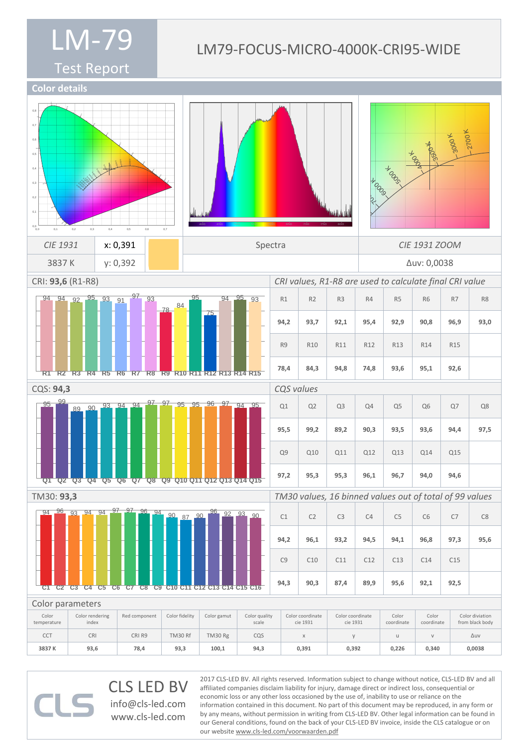# LM-79 Test Report

## LM79-FOCUS-MICRO-4000K-CRI95-WIDE

## Color details

| CIE 1931 | x: 0,391 | Spectra | CIE 1931 ZOOM |
|---|---|---|---|
| 3837 K | y: 0,392 | | Δuv: 0,0038 |

CRI: **93,6** (R1-R8)

*CRI values, R1-R8 are used to calculate final CRI value*

| R1 | R2 | R3 | R4 | R5 | R6 | R7 | R8 |
|---|---|---|---|---|---|---|---|
| 94,2 | 93,7 | 92,1 | 95,4 | 92,9 | 90,8 | 96,9 | 93,0 |
| R9 | R10 | R11 | R12 | R13 | R14 | R15 | |
| 78,4 | 84,3 | 94,8 | 74,8 | 93,6 | 95,1 | 92,6 | |

CQS: **94,3**

*CQS values*

| Q1 | Q2 | Q3 | Q4 | Q5 | Q6 | Q7 | Q8 |
|---|---|---|---|---|---|---|---|
| 95,5 | 99,2 | 89,2 | 90,3 | 93,5 | 93,6 | 94,4 | 97,5 |
| Q9 | Q10 | Q11 | Q12 | Q13 | Q14 | Q15 | |
| 97,2 | 95,3 | 95,3 | 96,1 | 96,7 | 94,0 | 94,6 | |

TM30: **93,3**

*TM30 values, 16 binned values out of total of 99 values*

| C1 | C2 | C3 | C4 | C5 | C6 | C7 | C8 |
|---|---|---|---|---|---|---|---|
| 94,2 | 96,1 | 93,2 | 94,5 | 94,1 | 96,8 | 97,3 | 95,6 |
| C9 | C10 | C11 | C12 | C13 | C14 | C15 | |
| 94,3 | 90,3 | 87,4 | 89,9 | 95,6 | 92,1 | 92,5 | |

Color parameters

| Color temperature | Color rendering index | Red component | Color fidelity | Color gamut | Color quality scale | Color coordinate cie 1931 | Color coordinate cie 1931 | Color coordinate | Color coordinate | Color diviation from black body |
|---|---|---|---|---|---|---|---|---|---|---|
| CCT | CRI | CRI R9 | TM30 Rf | TM30 Rg | CQS | x | y | u | v | Δuv |
| 3837 K | 93,6 | 78,4 | 93,3 | 100,1 | 94,3 | 0,391 | 0,392 | 0,226 | 0,340 | 0,0038 |

CLS LED BV
info@cls-led.com
www.cls-led.com

2017 CLS-LED BV. All rights reserved. Information subject to change without notice, CLS-LED BV and all affiliated companies disclaim liability for injury, damage direct or indirect loss, consequential or economic loss or any other loss occasioned by the use of, inability to use or reliance on the information contained in this document. No part of this document may be reproduced, in any form or by any means, without permission in writing from CLS-LED BV. Other legal information can be found in our General conditions, found on the back of your CLS-LED BV invoice, inside the CLS catalogue or on our website www.cls-led.com/voorwaarden.pdf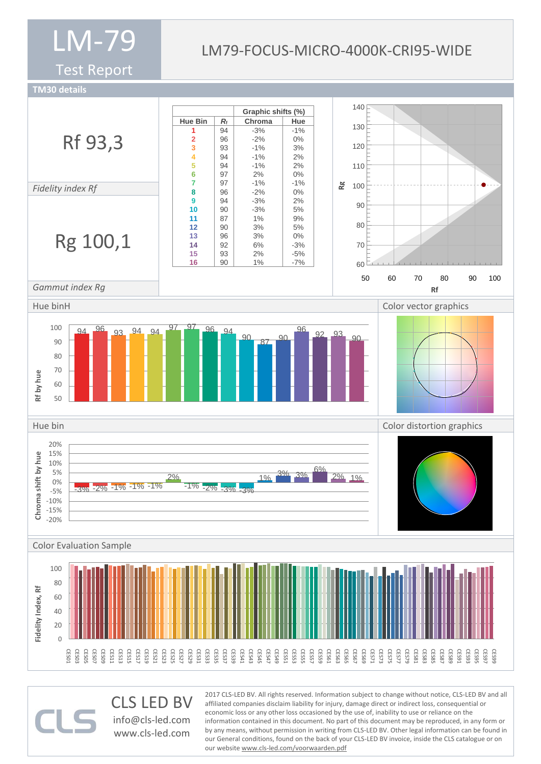# LM-79

Test Report

LM79-FOCUS-MICRO-4000K-CRI95-WIDE

## TM30 details

Rf 93,3

*Fidelity index Rf*

Rg 100,1

*Gammut index Rg*

| Hue Bin | $R_f$ | Graphic shifts (%) Chroma | Hue |
|---|---|---|---|
| 1 | 94 | -3% | -1% |
| 2 | 96 | -2% | 0% |
| 3 | 93 | -1% | 3% |
| 4 | 94 | -1% | 2% |
| 5 | 94 | -1% | 2% |
| 6 | 97 | 2% | 0% |
| 7 | 97 | -1% | -1% |
| 8 | 96 | -2% | 0% |
| 9 | 94 | -3% | 2% |
| 10 | 90 | -3% | 5% |
| 11 | 87 | 1% | 9% |
| 12 | 90 | 3% | 5% |
| 13 | 96 | 3% | 0% |
| 14 | 92 | 6% | -3% |
| 15 | 93 | 2% | -5% |
| 16 | 90 | 1% | -7% |

## Hue binH

## Color vector graphics

## Hue bin

## Color distortion graphics

## Color Evaluation Sample

CLS LED BV

info@cls-led.com

www.cls-led.com

2017 CLS-LED BV. All rights reserved. Information subject to change without notice, CLS-LED BV and all affiliated companies disclaim liability for injury, damage direct or indirect loss, consequential or economic loss or any other loss occasioned by the use of, inability to use or reliance on the information contained in this document. No part of this document may be reproduced, in any form or by any means, without permission in writing from CLS-LED BV. Other legal information can be found in our General conditions, found on the back of your CLS-LED BV invoice, inside the CLS catalogue or on our website www.cls-led.com/voorwaarden.pdf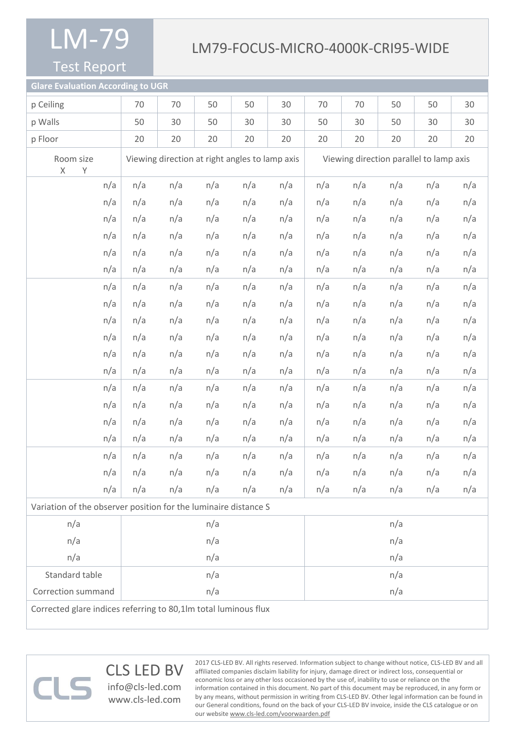# LM-79 Test Report

## LM79-FOCUS-MICRO-4000K-CRI95-WIDE

### Glare Evaluation According to UGR

| p Ceiling | 70 | 70 | 50 | 50 | 30 | 70 | 70 | 50 | 50 | 30 |
|---|---|---|---|---|---|---|---|---|---|---|
| p Walls | 50 | 30 | 50 | 30 | 30 | 50 | 30 | 50 | 30 | 30 |
| p Floor | 20 | 20 | 20 | 20 | 20 | 20 | 20 | 20 | 20 | 20 |
| Room size X Y | Viewing direction at right angles to lamp axis | | | | | Viewing direction parallel to lamp axis | | | | |
| n/a | n/a | n/a | n/a | n/a | n/a | n/a | n/a | n/a | n/a | n/a |
| n/a | n/a | n/a | n/a | n/a | n/a | n/a | n/a | n/a | n/a | n/a |
| n/a | n/a | n/a | n/a | n/a | n/a | n/a | n/a | n/a | n/a | n/a |
| n/a | n/a | n/a | n/a | n/a | n/a | n/a | n/a | n/a | n/a | n/a |
| n/a | n/a | n/a | n/a | n/a | n/a | n/a | n/a | n/a | n/a | n/a |
| n/a | n/a | n/a | n/a | n/a | n/a | n/a | n/a | n/a | n/a | n/a |
| n/a | n/a | n/a | n/a | n/a | n/a | n/a | n/a | n/a | n/a | n/a |
| n/a | n/a | n/a | n/a | n/a | n/a | n/a | n/a | n/a | n/a | n/a |
| n/a | n/a | n/a | n/a | n/a | n/a | n/a | n/a | n/a | n/a | n/a |
| n/a | n/a | n/a | n/a | n/a | n/a | n/a | n/a | n/a | n/a | n/a |
| n/a | n/a | n/a | n/a | n/a | n/a | n/a | n/a | n/a | n/a | n/a |
| n/a | n/a | n/a | n/a | n/a | n/a | n/a | n/a | n/a | n/a | n/a |
| n/a | n/a | n/a | n/a | n/a | n/a | n/a | n/a | n/a | n/a | n/a |
| n/a | n/a | n/a | n/a | n/a | n/a | n/a | n/a | n/a | n/a | n/a |
| n/a | n/a | n/a | n/a | n/a | n/a | n/a | n/a | n/a | n/a | n/a |
| n/a | n/a | n/a | n/a | n/a | n/a | n/a | n/a | n/a | n/a | n/a |
| n/a | n/a | n/a | n/a | n/a | n/a | n/a | n/a | n/a | n/a | n/a |
| n/a | n/a | n/a | n/a | n/a | n/a | n/a | n/a | n/a | n/a | n/a |
| n/a | n/a | n/a | n/a | n/a | n/a | n/a | n/a | n/a | n/a | n/a |
| Variation of the observer position for the luminaire distance S | | | | | | | | | | |
| n/a | n/a | | | | | n/a | | | | |
| n/a | n/a | | | | | n/a | | | | |
| n/a | n/a | | | | | n/a | | | | |
| Standard table | n/a | | | | | n/a | | | | |
| Correction summand | n/a | | | | | n/a | | | | |
| Corrected glare indices referring to 80,1lm total luminous flux | | | | | | | | | | |

CLS LED BV
info@cls-led.com
www.cls-led.com

2017 CLS-LED BV. All rights reserved. Information subject to change without notice, CLS-LED BV and all affiliated companies disclaim liability for injury, damage direct or indirect loss, consequential or economic loss or any other loss occasioned by the use of, inability to use or reliance on the information contained in this document. No part of this document may be reproduced, in any form or by any means, without permission in writing from CLS-LED BV. Other legal information can be found in our General conditions, found on the back of your CLS-LED BV invoice, inside the CLS catalogue or on our website www.cls-led.com/voorwaarden.pdf